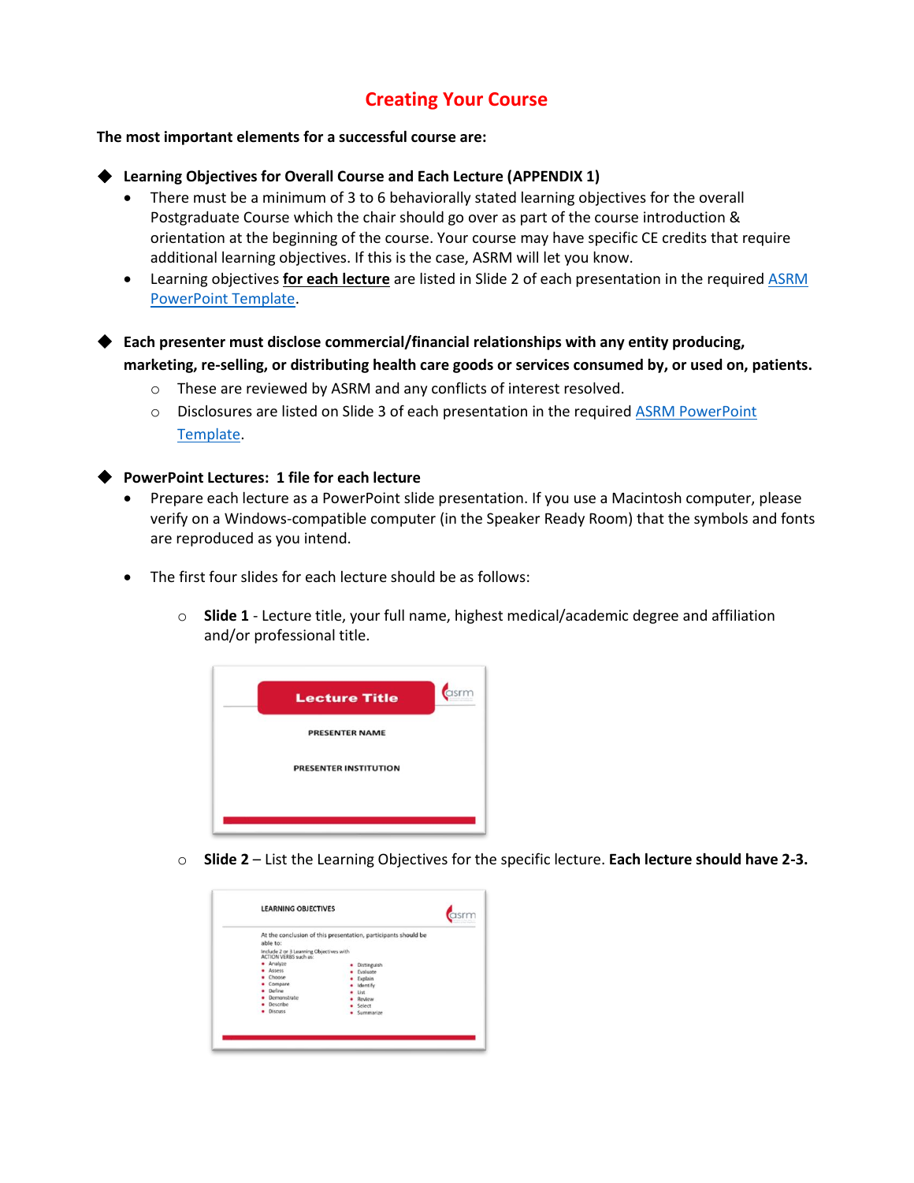# Creating Your Course

**The most important elements for a successful course are:**

- **Learning Objectives for Overall Course and Each Lecture (APPENDIX 1)**
  - There must be a minimum of 3 to 6 behaviorally stated learning objectives for the overall Postgraduate Course which the chair should go over as part of the course introduction & orientation at the beginning of the course. Your course may have specific CE credits that require additional learning objectives. If this is the case, ASRM will let you know.
  - Learning objectives **for each lecture** are listed in Slide 2 of each presentation in the required ASRM PowerPoint Template.

- **Each presenter must disclose commercial/financial relationships with any entity producing, marketing, re-selling, or distributing health care goods or services consumed by, or used on, patients.**
  - These are reviewed by ASRM and any conflicts of interest resolved.
  - Disclosures are listed on Slide 3 of each presentation in the required ASRM PowerPoint Template.

- **PowerPoint Lectures: 1 file for each lecture**
  - Prepare each lecture as a PowerPoint slide presentation. If you use a Macintosh computer, please verify on a Windows-compatible computer (in the Speaker Ready Room) that the symbols and fonts are reproduced as you intend.
  - The first four slides for each lecture should be as follows:
    - **Slide 1** - Lecture title, your full name, highest medical/academic degree and affiliation and/or professional title.
    - **Slide 2** – List the Learning Objectives for the specific lecture. **Each lecture should have 2-3.**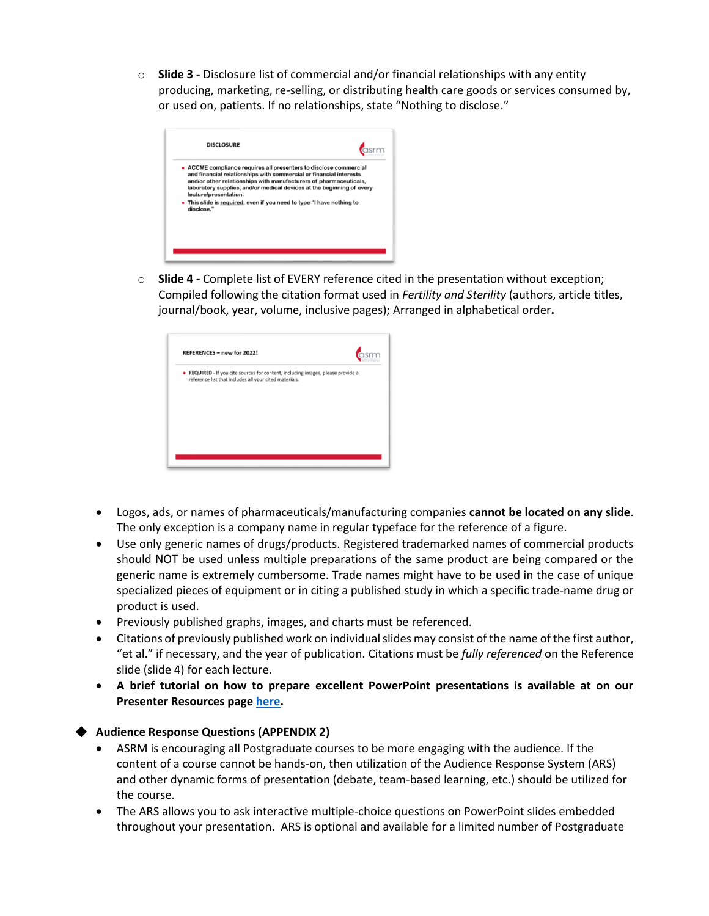- **Slide 3 -** Disclosure list of commercial and/or financial relationships with any entity producing, marketing, re-selling, or distributing health care goods or services consumed by, or used on, patients. If no relationships, state "Nothing to disclose."

  DISCLOSURE

  - ACCME compliance requires all presenters to disclose commercial and financial relationships with commercial or financial interests and/or other relationships with manufacturers of pharmaceuticals, laboratory supplies, and/or medical devices at the beginning of every lecture/presentation.
  - This slide is required, even if you need to type "I have nothing to disclose."

- **Slide 4 -** Complete list of EVERY reference cited in the presentation without exception; Compiled following the citation format used in *Fertility and Sterility* (authors, article titles, journal/book, year, volume, inclusive pages); Arranged in alphabetical order**.**

  REFERENCES – new for 2022!

  - REQUIRED - If you cite sources for content, including images, please provide a reference list that includes all your cited materials.

- Logos, ads, or names of pharmaceuticals/manufacturing companies **cannot be located on any slide**. The only exception is a company name in regular typeface for the reference of a figure.
- Use only generic names of drugs/products. Registered trademarked names of commercial products should NOT be used unless multiple preparations of the same product are being compared or the generic name is extremely cumbersome. Trade names might have to be used in the case of unique specialized pieces of equipment or in citing a published study in which a specific trade-name drug or product is used.
- Previously published graphs, images, and charts must be referenced.
- Citations of previously published work on individual slides may consist of the name of the first author, "et al." if necessary, and the year of publication. Citations must be ***fully referenced*** on the Reference slide (slide 4) for each lecture.
- **A brief tutorial on how to prepare excellent PowerPoint presentations is available at on our Presenter Resources page here.**

### Audience Response Questions (APPENDIX 2)

- ASRM is encouraging all Postgraduate courses to be more engaging with the audience. If the content of a course cannot be hands-on, then utilization of the Audience Response System (ARS) and other dynamic forms of presentation (debate, team-based learning, etc.) should be utilized for the course.
- The ARS allows you to ask interactive multiple-choice questions on PowerPoint slides embedded throughout your presentation. ARS is optional and available for a limited number of Postgraduate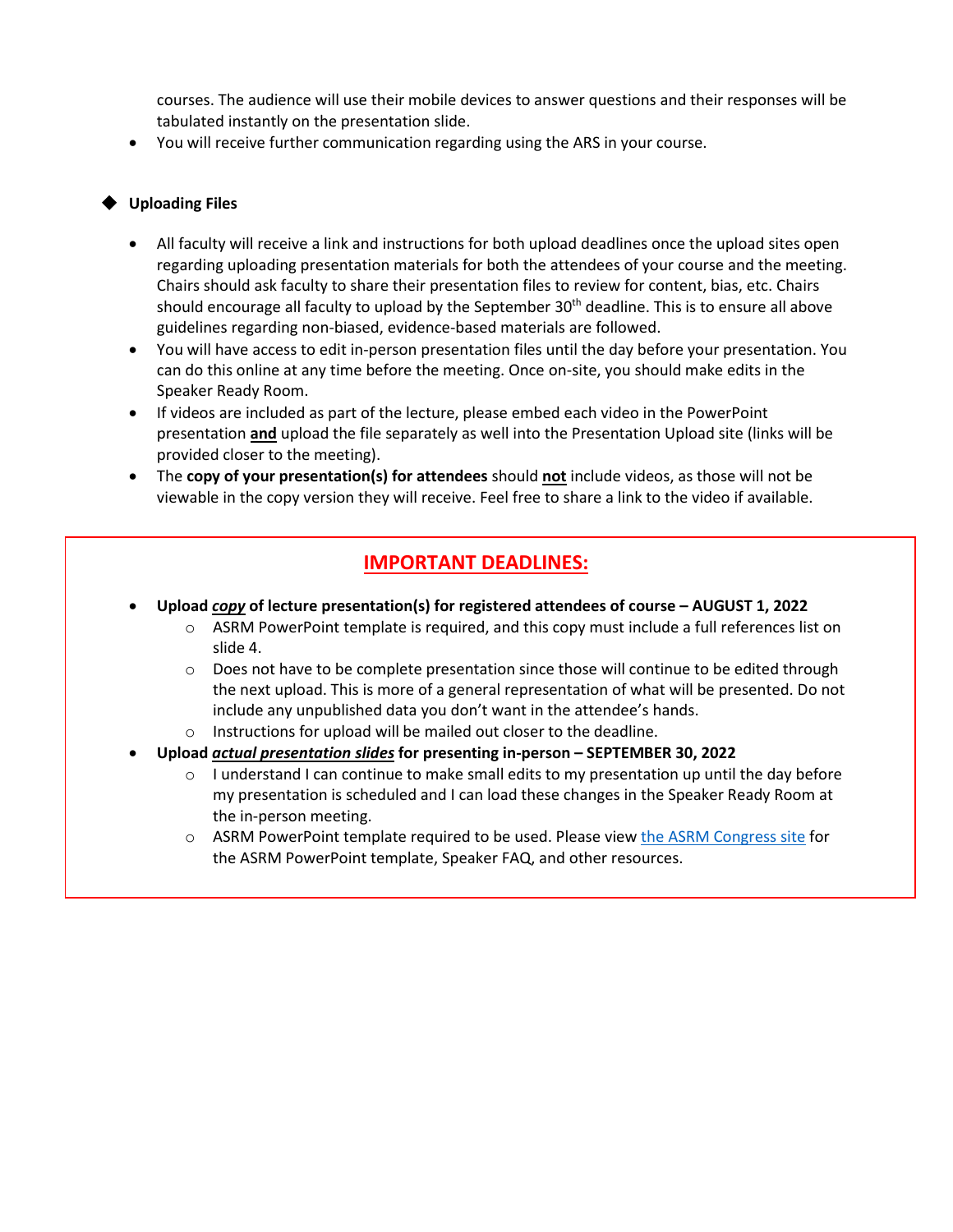courses. The audience will use their mobile devices to answer questions and their responses will be tabulated instantly on the presentation slide.

- You will receive further communication regarding using the ARS in your course.

## Uploading Files

- All faculty will receive a link and instructions for both upload deadlines once the upload sites open regarding uploading presentation materials for both the attendees of your course and the meeting. Chairs should ask faculty to share their presentation files to review for content, bias, etc. Chairs should encourage all faculty to upload by the September 30th deadline. This is to ensure all above guidelines regarding non-biased, evidence-based materials are followed.
- You will have access to edit in-person presentation files until the day before your presentation. You can do this online at any time before the meeting. Once on-site, you should make edits in the Speaker Ready Room.
- If videos are included as part of the lecture, please embed each video in the PowerPoint presentation **and** upload the file separately as well into the Presentation Upload site (links will be provided closer to the meeting).
- The **copy of your presentation(s) for attendees** should **not** include videos, as those will not be viewable in the copy version they will receive. Feel free to share a link to the video if available.

## IMPORTANT DEADLINES:

- **Upload *copy* of lecture presentation(s) for registered attendees of course – AUGUST 1, 2022**
  - ASRM PowerPoint template is required, and this copy must include a full references list on slide 4.
  - Does not have to be complete presentation since those will continue to be edited through the next upload. This is more of a general representation of what will be presented. Do not include any unpublished data you don't want in the attendee's hands.
  - Instructions for upload will be mailed out closer to the deadline.
- **Upload *actual presentation slides* for presenting in-person – SEPTEMBER 30, 2022**
  - I understand I can continue to make small edits to my presentation up until the day before my presentation is scheduled and I can load these changes in the Speaker Ready Room at the in-person meeting.
  - ASRM PowerPoint template required to be used. Please view the ASRM Congress site for the ASRM PowerPoint template, Speaker FAQ, and other resources.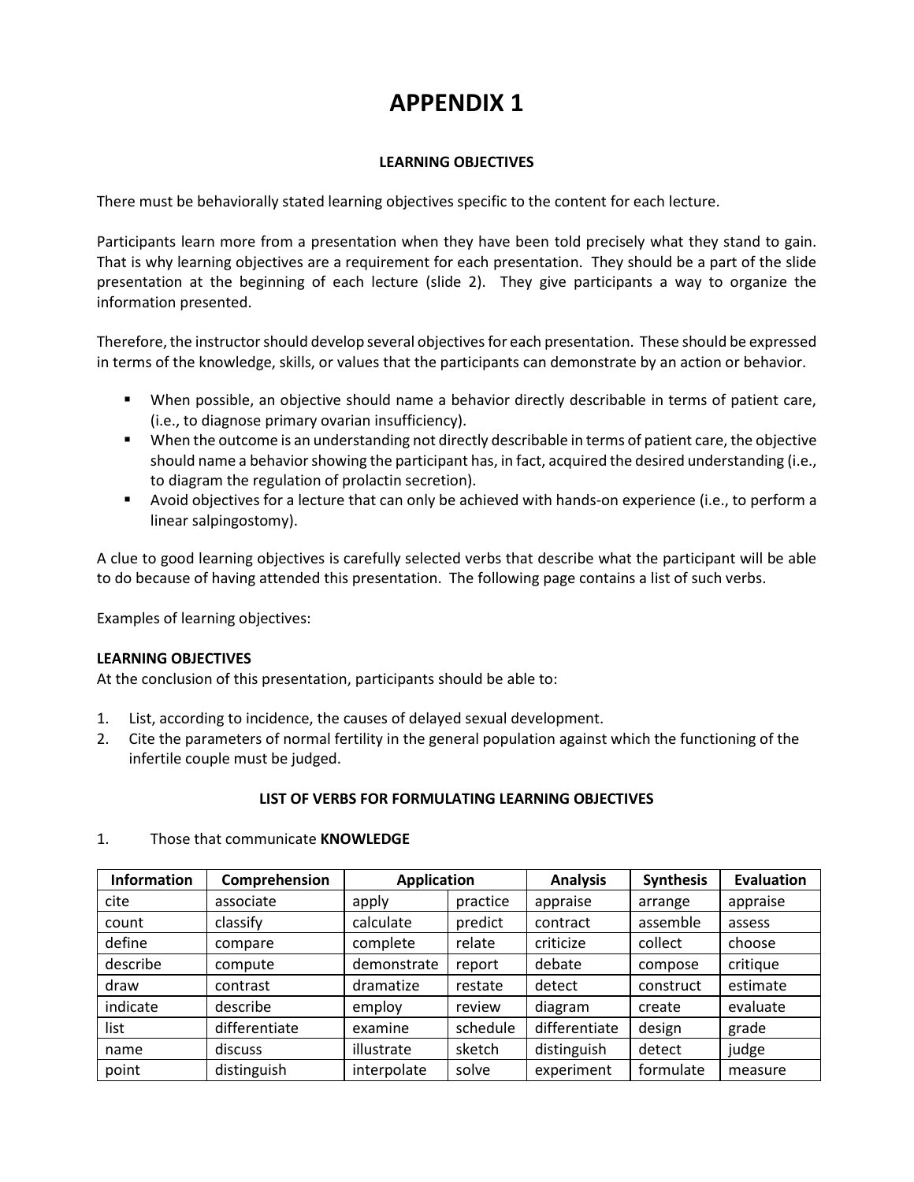# APPENDIX 1

**LEARNING OBJECTIVES**

There must be behaviorally stated learning objectives specific to the content for each lecture.

Participants learn more from a presentation when they have been told precisely what they stand to gain. That is why learning objectives are a requirement for each presentation. They should be a part of the slide presentation at the beginning of each lecture (slide 2). They give participants a way to organize the information presented.

Therefore, the instructor should develop several objectives for each presentation. These should be expressed in terms of the knowledge, skills, or values that the participants can demonstrate by an action or behavior.

- When possible, an objective should name a behavior directly describable in terms of patient care, (i.e., to diagnose primary ovarian insufficiency).
- When the outcome is an understanding not directly describable in terms of patient care, the objective should name a behavior showing the participant has, in fact, acquired the desired understanding (i.e., to diagram the regulation of prolactin secretion).
- Avoid objectives for a lecture that can only be achieved with hands-on experience (i.e., to perform a linear salpingostomy).

A clue to good learning objectives is carefully selected verbs that describe what the participant will be able to do because of having attended this presentation. The following page contains a list of such verbs.

Examples of learning objectives:

**LEARNING OBJECTIVES**
At the conclusion of this presentation, participants should be able to:

1. List, according to incidence, the causes of delayed sexual development.
2. Cite the parameters of normal fertility in the general population against which the functioning of the infertile couple must be judged.

**LIST OF VERBS FOR FORMULATING LEARNING OBJECTIVES**

1. Those that communicate **KNOWLEDGE**

| Information | Comprehension | Application | | Analysis | Synthesis | Evaluation |
|---|---|---|---|---|---|---|
| cite | associate | apply | practice | appraise | arrange | appraise |
| count | classify | calculate | predict | contract | assemble | assess |
| define | compare | complete | relate | criticize | collect | choose |
| describe | compute | demonstrate | report | debate | compose | critique |
| draw | contrast | dramatize | restate | detect | construct | estimate |
| indicate | describe | employ | review | diagram | create | evaluate |
| list | differentiate | examine | schedule | differentiate | design | grade |
| name | discuss | illustrate | sketch | distinguish | detect | judge |
| point | distinguish | interpolate | solve | experiment | formulate | measure |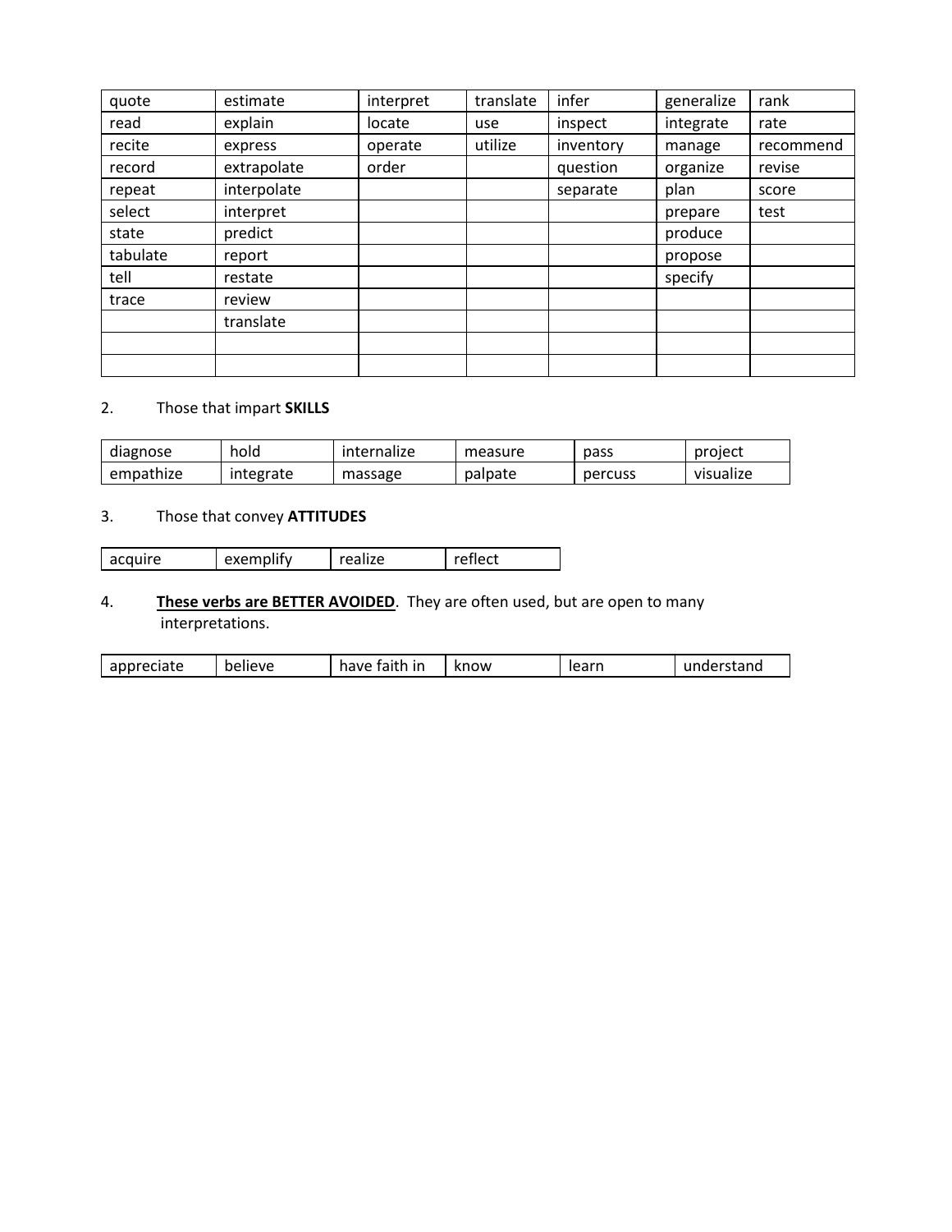| quote | estimate | interpret | translate | infer | generalize | rank |
|---|---|---|---|---|---|---|
| read | explain | locate | use | inspect | integrate | rate |
| recite | express | operate | utilize | inventory | manage | recommend |
| record | extrapolate | order | | question | organize | revise |
| repeat | interpolate | | | separate | plan | score |
| select | interpret | | | | prepare | test |
| state | predict | | | | produce | |
| tabulate | report | | | | propose | |
| tell | restate | | | | specify | |
| trace | review | | | | | |
| | translate | | | | | |
| | | | | | | |
| | | | | | | |

2. Those that impart **SKILLS**

| diagnose | hold | internalize | measure | pass | project |
|---|---|---|---|---|---|
| empathize | integrate | massage | palpate | percuss | visualize |

3. Those that convey **ATTITUDES**

| acquire | exemplify | realize | reflect |
|---|---|---|---|

4. **These verbs are BETTER AVOIDED**. They are often used, but are open to many interpretations.

| appreciate | believe | have faith in | know | learn | understand |
|---|---|---|---|---|---|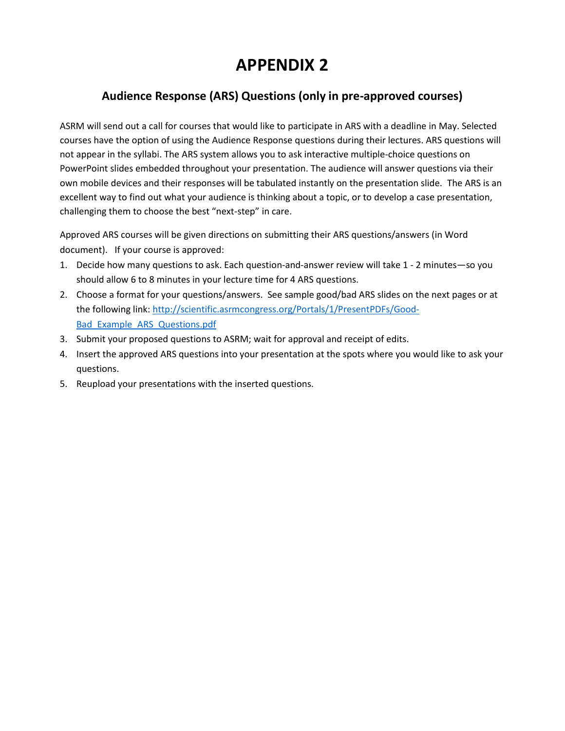# APPENDIX 2

## Audience Response (ARS) Questions (only in pre-approved courses)

ASRM will send out a call for courses that would like to participate in ARS with a deadline in May. Selected courses have the option of using the Audience Response questions during their lectures. ARS questions will not appear in the syllabi. The ARS system allows you to ask interactive multiple-choice questions on PowerPoint slides embedded throughout your presentation. The audience will answer questions via their own mobile devices and their responses will be tabulated instantly on the presentation slide. The ARS is an excellent way to find out what your audience is thinking about a topic, or to develop a case presentation, challenging them to choose the best "next-step" in care.

Approved ARS courses will be given directions on submitting their ARS questions/answers (in Word document). If your course is approved:

1. Decide how many questions to ask. Each question-and-answer review will take 1 - 2 minutes—so you should allow 6 to 8 minutes in your lecture time for 4 ARS questions.
2. Choose a format for your questions/answers. See sample good/bad ARS slides on the next pages or at the following link: [http://scientific.asrmcongress.org/Portals/1/PresentPDFs/Good-Bad_Example_ARS_Questions.pdf](http://scientific.asrmcongress.org/Portals/1/PresentPDFs/Good-Bad_Example_ARS_Questions.pdf)
3. Submit your proposed questions to ASRM; wait for approval and receipt of edits.
4. Insert the approved ARS questions into your presentation at the spots where you would like to ask your questions.
5. Reupload your presentations with the inserted questions.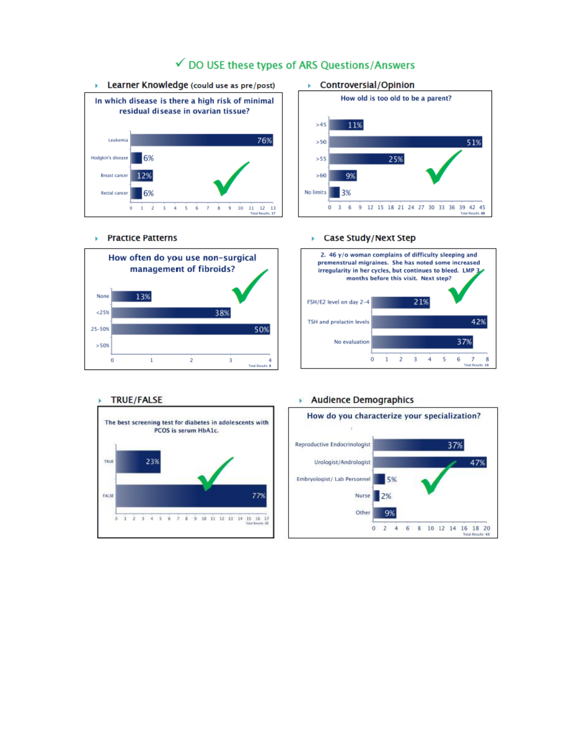## ✓ DO USE these types of ARS Questions/Answers

### Learner Knowledge (could use as pre/post)

**In which disease is there a high risk of minimal residual disease in ovarian tissue?**

| Answer | Response |
| --- | --- |
| Leukemia | 76% |
| Hodgkin's disease | 6% |
| Breast cancer | 12% |
| Rectal cancer | 6% |

Total Results: 17

### Controversial/Opinion

**How old is too old to be a parent?**

| Answer | Response |
| --- | --- |
| >45 | 11% |
| >50 | 51% |
| >55 | 25% |
| >60 | 9% |
| No limits | 3% |

Total Results: 88

### Practice Patterns

**How often do you use non-surgical management of fibroids?**

| Answer | Response |
| --- | --- |
| None | 13% |
| <25% | 38% |
| 25-50% | 50% |
| >50% | |

Total Results: 8

### Case Study/Next Step

**2. 46 y/o woman complains of difficulty sleeping and premenstrual migraines. She has noted some increased irregularity in her cycles, but continues to bleed. LMP 3 months before this visit. Next step?**

| Answer | Response |
| --- | --- |
| FSH/E2 level on day 2-4 | 21% |
| TSH and prolactin levels | 42% |
| No evaluation | 37% |

Total Results: 19

### TRUE/FALSE

**The best screening test for diabetes in adolescents with PCOS is serum HbA1c.**

| Answer | Response |
| --- | --- |
| TRUE | 23% |
| FALSE | 77% |

Total Results: 22

### Audience Demographics

**How do you characterize your specialization?**

| Answer | Response |
| --- | --- |
| Reproductive Endocrinologist | 37% |
| Urologist/Andrologist | 47% |
| Embryologist/ Lab Personnel | 5% |
| Nurse | 2% |
| Other | 9% |

Total Results: 43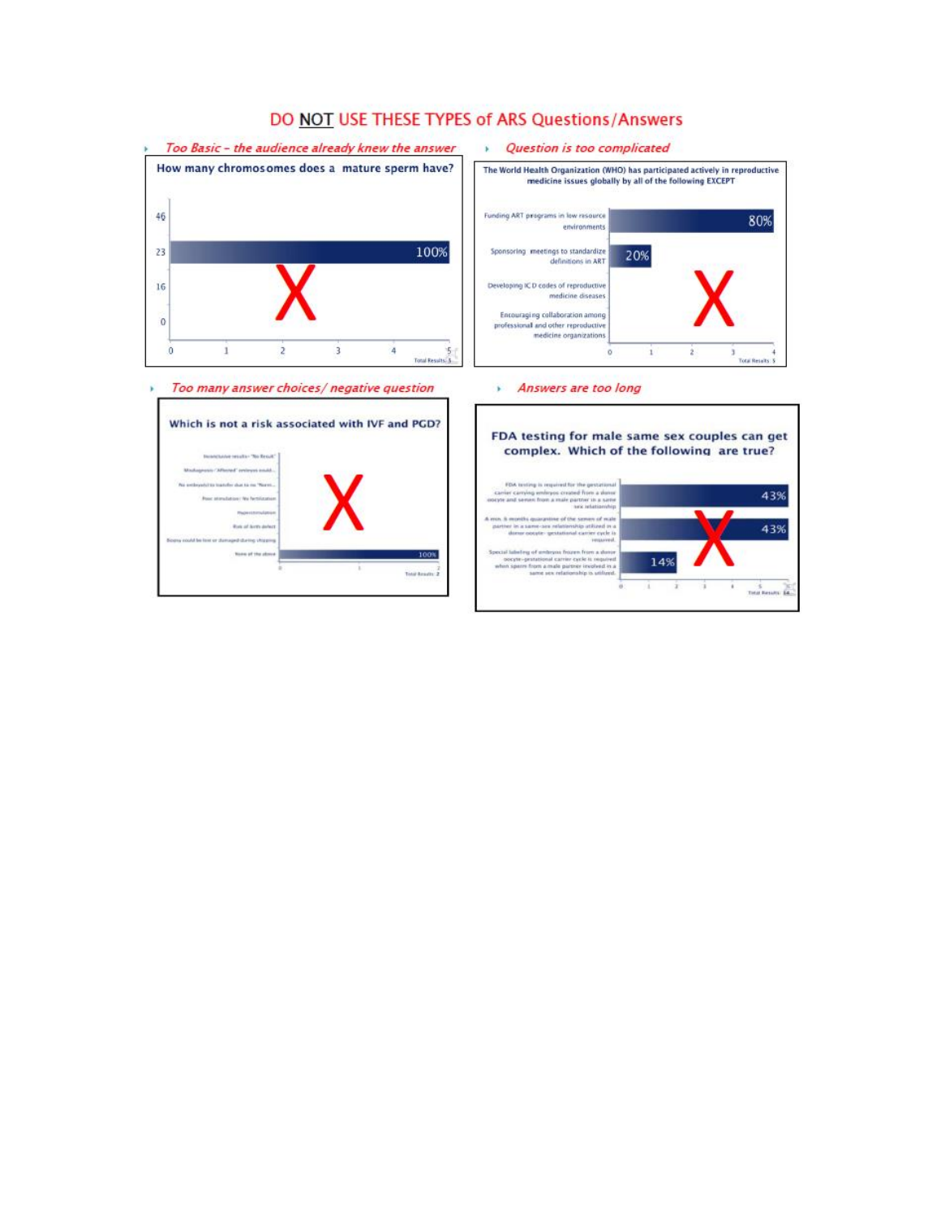# DO NOT USE THESE TYPES of ARS Questions/Answers

- *Too Basic – the audience already knew the answer*

How many chromosomes does a mature sperm have?

46
23
16
0

100%

0 1 2 3 4 5

Total Results: 5

X

- *Question is too complicated*

The World Health Organization (WHO) has participated actively in reproductive medicine issues globally by all of the following EXCEPT

Funding ART programs in low resource environments
Sponsoring meetings to standardize definitions in ART
Developing ICD codes of reproductive medicine diseases
Encouraging collaboration among professional and other reproductive medicine organizations

80%
20%

0 1 2 3 4

Total Results: 5

X

- *Too many answer choices/ negative question*

Which is not a risk associated with IVF and PGD?

Inconclusive results- "No Result"
Misdiagnosis- "Affected" embryos could...
No embryo(s) to transfer due to no "Norm...
Poor stimulation- No fertilization
Hyperstimulation
Risk of birth defect
Biopsy could be lost or damaged during shipping
None of the above

100%

0 1 2

Total Results: 2

X

- *Answers are too long*

FDA testing for male same sex couples can get complex. Which of the following are true?

FDA testing is required for the gestational carrier carrying embryos created from a donor oocyte and semen from a male partner in a same sex relationship
A min. 6 months quarantine of the semen of male partner in a same-sex relationship utilized in a donor oocyte- gestational carrier cycle is required.
Special labeling of embryos frozen from a donor oocyte-gestational carrier cycle is required when sperm from a male partner involved in a same sex relationship is utilized.

43%
43%
14%

0 1 2 3 4 5

Total Results: 14

X